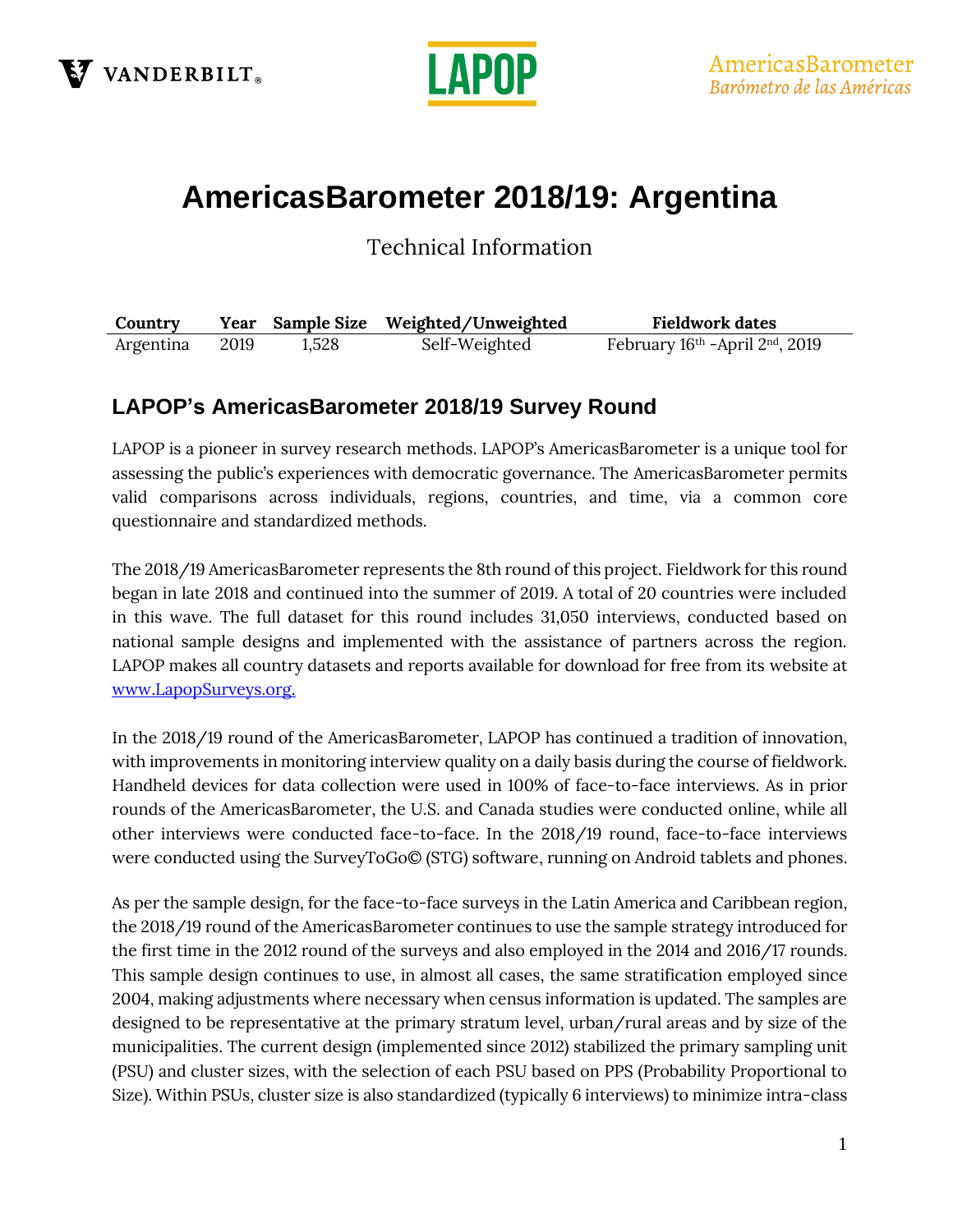# AmericasBarometer 2018/19: Argentina

Technical Information

| Country | Year | Sample Size | Weighted/Unweighted | Fieldwork dates |
|---|---|---|---|---|
| Argentina | 2019 | 1,528 | Self-Weighted | February 16th -April 2nd, 2019 |

## LAPOP's AmericasBarometer 2018/19 Survey Round

LAPOP is a pioneer in survey research methods. LAPOP's AmericasBarometer is a unique tool for assessing the public's experiences with democratic governance. The AmericasBarometer permits valid comparisons across individuals, regions, countries, and time, via a common core questionnaire and standardized methods.

The 2018/19 AmericasBarometer represents the 8th round of this project. Fieldwork for this round began in late 2018 and continued into the summer of 2019. A total of 20 countries were included in this wave. The full dataset for this round includes 31,050 interviews, conducted based on national sample designs and implemented with the assistance of partners across the region. LAPOP makes all country datasets and reports available for download for free from its website at www.LapopSurveys.org.

In the 2018/19 round of the AmericasBarometer, LAPOP has continued a tradition of innovation, with improvements in monitoring interview quality on a daily basis during the course of fieldwork. Handheld devices for data collection were used in 100% of face-to-face interviews. As in prior rounds of the AmericasBarometer, the U.S. and Canada studies were conducted online, while all other interviews were conducted face-to-face. In the 2018/19 round, face-to-face interviews were conducted using the SurveyToGo© (STG) software, running on Android tablets and phones.

As per the sample design, for the face-to-face surveys in the Latin America and Caribbean region, the 2018/19 round of the AmericasBarometer continues to use the sample strategy introduced for the first time in the 2012 round of the surveys and also employed in the 2014 and 2016/17 rounds. This sample design continues to use, in almost all cases, the same stratification employed since 2004, making adjustments where necessary when census information is updated. The samples are designed to be representative at the primary stratum level, urban/rural areas and by size of the municipalities. The current design (implemented since 2012) stabilized the primary sampling unit (PSU) and cluster sizes, with the selection of each PSU based on PPS (Probability Proportional to Size). Within PSUs, cluster size is also standardized (typically 6 interviews) to minimize intra-class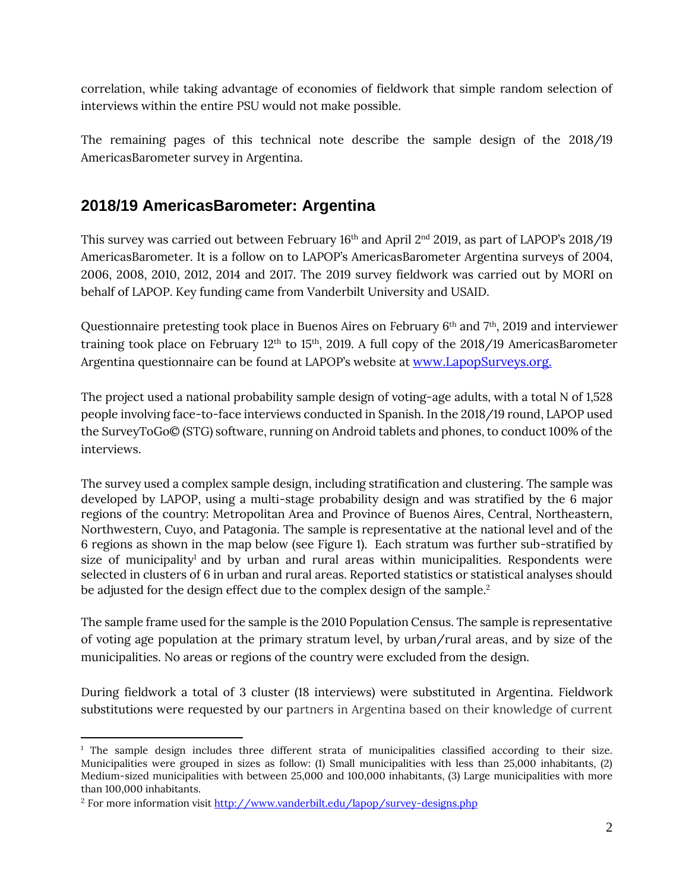correlation, while taking advantage of economies of fieldwork that simple random selection of interviews within the entire PSU would not make possible.

The remaining pages of this technical note describe the sample design of the 2018/19 AmericasBarometer survey in Argentina.

## 2018/19 AmericasBarometer: Argentina

This survey was carried out between February 16th and April 2nd 2019, as part of LAPOP's 2018/19 AmericasBarometer. It is a follow on to LAPOP's AmericasBarometer Argentina surveys of 2004, 2006, 2008, 2010, 2012, 2014 and 2017. The 2019 survey fieldwork was carried out by MORI on behalf of LAPOP. Key funding came from Vanderbilt University and USAID.

Questionnaire pretesting took place in Buenos Aires on February 6th and 7th, 2019 and interviewer training took place on February 12th to 15th, 2019. A full copy of the 2018/19 AmericasBarometer Argentina questionnaire can be found at LAPOP's website at [www.LapopSurveys.org.](www.LapopSurveys.org)

The project used a national probability sample design of voting-age adults, with a total N of 1,528 people involving face-to-face interviews conducted in Spanish. In the 2018/19 round, LAPOP used the SurveyToGo© (STG) software, running on Android tablets and phones, to conduct 100% of the interviews.

The survey used a complex sample design, including stratification and clustering. The sample was developed by LAPOP, using a multi-stage probability design and was stratified by the 6 major regions of the country: Metropolitan Area and Province of Buenos Aires, Central, Northeastern, Northwestern, Cuyo, and Patagonia. The sample is representative at the national level and of the 6 regions as shown in the map below (see Figure 1). Each stratum was further sub-stratified by size of municipality[1] and by urban and rural areas within municipalities. Respondents were selected in clusters of 6 in urban and rural areas. Reported statistics or statistical analyses should be adjusted for the design effect due to the complex design of the sample.[2]

The sample frame used for the sample is the 2010 Population Census. The sample is representative of voting age population at the primary stratum level, by urban/rural areas, and by size of the municipalities. No areas or regions of the country were excluded from the design.

During fieldwork a total of 3 cluster (18 interviews) were substituted in Argentina. Fieldwork substitutions were requested by our partners in Argentina based on their knowledge of current

---

[1] The sample design includes three different strata of municipalities classified according to their size. Municipalities were grouped in sizes as follow: (1) Small municipalities with less than 25,000 inhabitants, (2) Medium-sized municipalities with between 25,000 and 100,000 inhabitants, (3) Large municipalities with more than 100,000 inhabitants.

[2] For more information visit [http://www.vanderbilt.edu/lapop/survey-designs.php](http://www.vanderbilt.edu/lapop/survey-designs.php)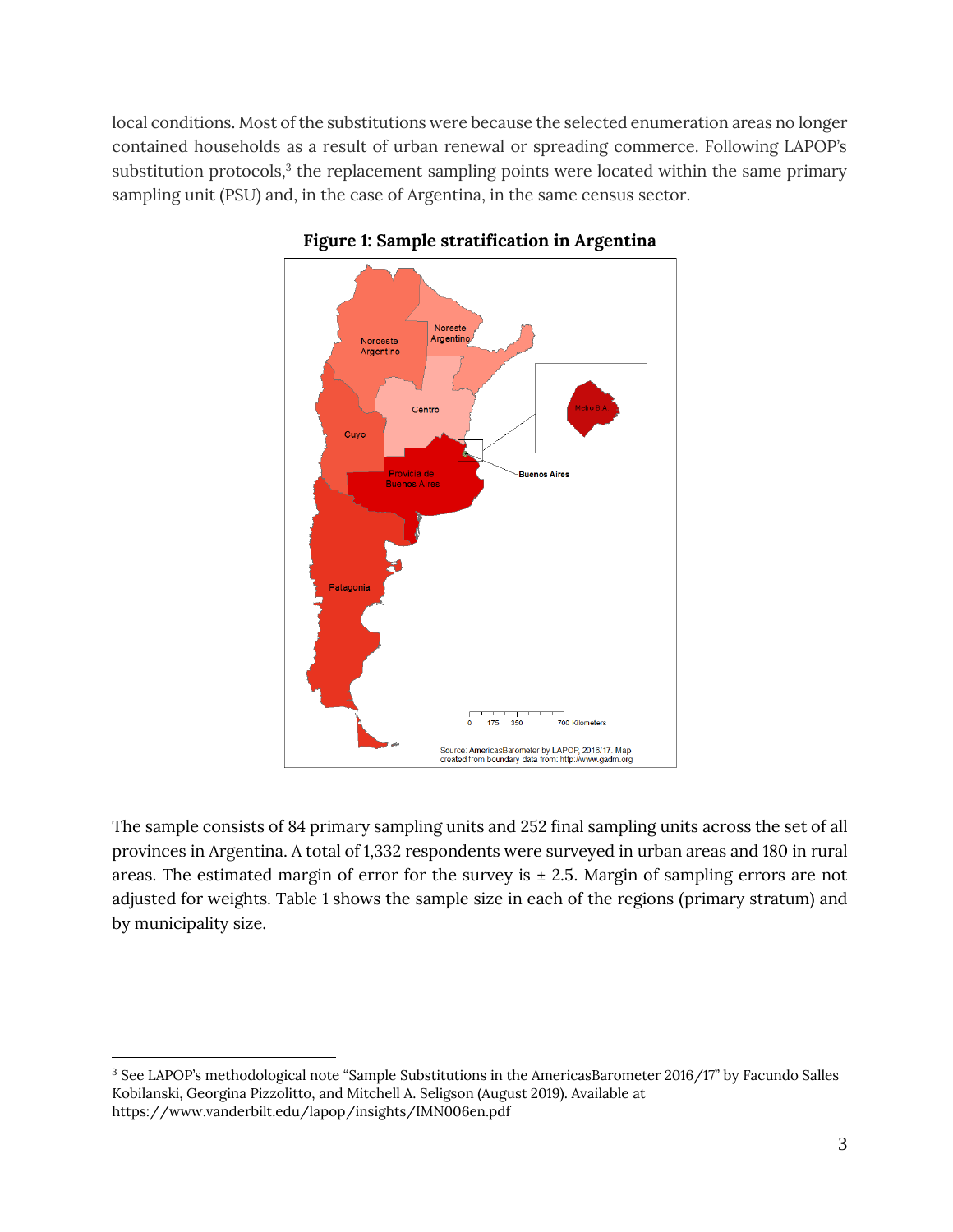local conditions. Most of the substitutions were because the selected enumeration areas no longer contained households as a result of urban renewal or spreading commerce. Following LAPOP's substitution protocols,[3] the replacement sampling points were located within the same primary sampling unit (PSU) and, in the case of Argentina, in the same census sector.

**Figure 1: Sample stratification in Argentina**

The sample consists of 84 primary sampling units and 252 final sampling units across the set of all provinces in Argentina. A total of 1,332 respondents were surveyed in urban areas and 180 in rural areas. The estimated margin of error for the survey is ± 2.5. Margin of sampling errors are not adjusted for weights. Table 1 shows the sample size in each of the regions (primary stratum) and by municipality size.

[3] See LAPOP's methodological note "Sample Substitutions in the AmericasBarometer 2016/17" by Facundo Salles Kobilanski, Georgina Pizzolitto, and Mitchell A. Seligson (August 2019). Available at https://www.vanderbilt.edu/lapop/insights/IMN006en.pdf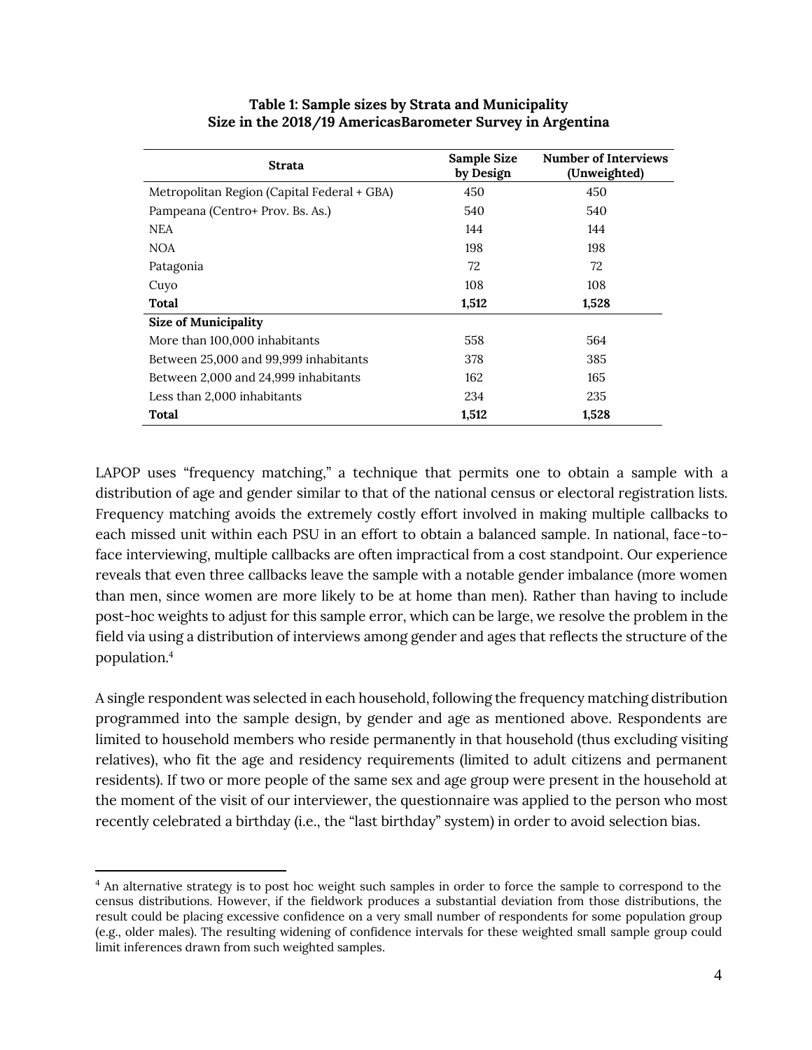**Table 1: Sample sizes by Strata and Municipality Size in the 2018/19 AmericasBarometer Survey in Argentina**

| Strata | Sample Size by Design | Number of Interviews (Unweighted) |
|---|---|---|
| Metropolitan Region (Capital Federal + GBA) | 450 | 450 |
| Pampeana (Centro+ Prov. Bs. As.) | 540 | 540 |
| NEA | 144 | 144 |
| NOA | 198 | 198 |
| Patagonia | 72 | 72 |
| Cuyo | 108 | 108 |
| **Total** | **1,512** | **1,528** |
| **Size of Municipality** | | |
| More than 100,000 inhabitants | 558 | 564 |
| Between 25,000 and 99,999 inhabitants | 378 | 385 |
| Between 2,000 and 24,999 inhabitants | 162 | 165 |
| Less than 2,000 inhabitants | 234 | 235 |
| **Total** | **1,512** | **1,528** |

LAPOP uses "frequency matching," a technique that permits one to obtain a sample with a distribution of age and gender similar to that of the national census or electoral registration lists. Frequency matching avoids the extremely costly effort involved in making multiple callbacks to each missed unit within each PSU in an effort to obtain a balanced sample. In national, face-to-face interviewing, multiple callbacks are often impractical from a cost standpoint. Our experience reveals that even three callbacks leave the sample with a notable gender imbalance (more women than men, since women are more likely to be at home than men). Rather than having to include post-hoc weights to adjust for this sample error, which can be large, we resolve the problem in the field via using a distribution of interviews among gender and ages that reflects the structure of the population.[4]

A single respondent was selected in each household, following the frequency matching distribution programmed into the sample design, by gender and age as mentioned above. Respondents are limited to household members who reside permanently in that household (thus excluding visiting relatives), who fit the age and residency requirements (limited to adult citizens and permanent residents). If two or more people of the same sex and age group were present in the household at the moment of the visit of our interviewer, the questionnaire was applied to the person who most recently celebrated a birthday (i.e., the "last birthday" system) in order to avoid selection bias.

[4] An alternative strategy is to post hoc weight such samples in order to force the sample to correspond to the census distributions. However, if the fieldwork produces a substantial deviation from those distributions, the result could be placing excessive confidence on a very small number of respondents for some population group (e.g., older males). The resulting widening of confidence intervals for these weighted small sample group could limit inferences drawn from such weighted samples.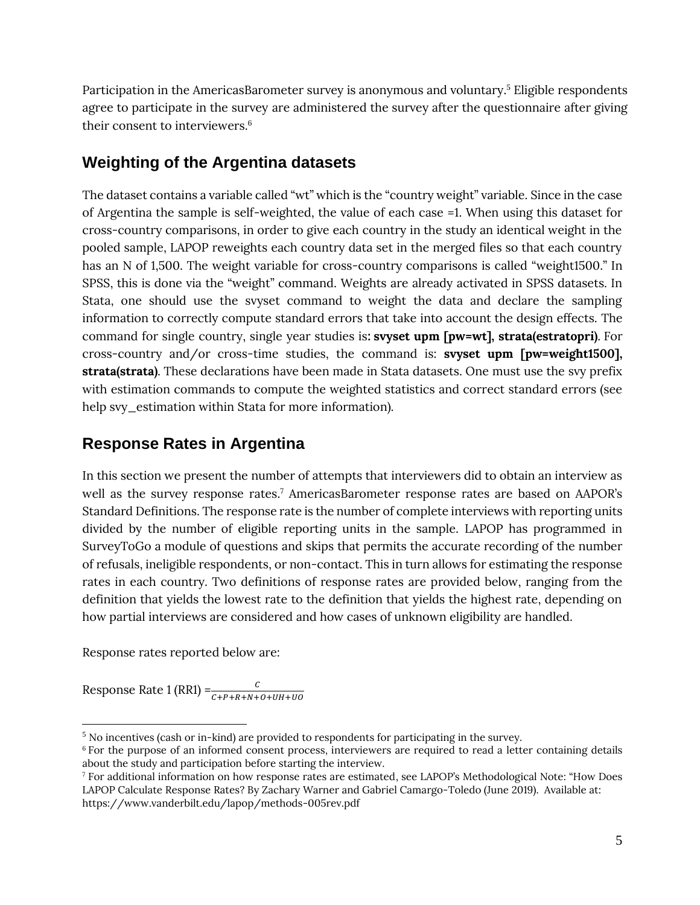Participation in the AmericasBarometer survey is anonymous and voluntary.[5] Eligible respondents agree to participate in the survey are administered the survey after the questionnaire after giving their consent to interviewers.[6]

## Weighting of the Argentina datasets

The dataset contains a variable called "wt" which is the "country weight" variable. Since in the case of Argentina the sample is self-weighted, the value of each case =1. When using this dataset for cross-country comparisons, in order to give each country in the study an identical weight in the pooled sample, LAPOP reweights each country data set in the merged files so that each country has an N of 1,500. The weight variable for cross-country comparisons is called "weight1500." In SPSS, this is done via the "weight" command. Weights are already activated in SPSS datasets. In Stata, one should use the svyset command to weight the data and declare the sampling information to correctly compute standard errors that take into account the design effects. The command for single country, single year studies is: **svyset upm [pw=wt], strata(estratopri)**. For cross-country and/or cross-time studies, the command is: **svyset upm [pw=weight1500], strata(strata)**. These declarations have been made in Stata datasets. One must use the svy prefix with estimation commands to compute the weighted statistics and correct standard errors (see help svy_estimation within Stata for more information).

## Response Rates in Argentina

In this section we present the number of attempts that interviewers did to obtain an interview as well as the survey response rates.[7] AmericasBarometer response rates are based on AAPOR's Standard Definitions. The response rate is the number of complete interviews with reporting units divided by the number of eligible reporting units in the sample. LAPOP has programmed in SurveyToGo a module of questions and skips that permits the accurate recording of the number of refusals, ineligible respondents, or non-contact. This in turn allows for estimating the response rates in each country. Two definitions of response rates are provided below, ranging from the definition that yields the lowest rate to the definition that yields the highest rate, depending on how partial interviews are considered and how cases of unknown eligibility are handled.

Response rates reported below are:

Response Rate 1 (RR1) = $\frac{C}{C+P+R+N+O+UH+UO}$

---

[5] No incentives (cash or in-kind) are provided to respondents for participating in the survey.

[6] For the purpose of an informed consent process, interviewers are required to read a letter containing details about the study and participation before starting the interview.

[7] For additional information on how response rates are estimated, see LAPOP's Methodological Note: "How Does LAPOP Calculate Response Rates? By Zachary Warner and Gabriel Camargo-Toledo (June 2019). Available at: https://www.vanderbilt.edu/lapop/methods-005rev.pdf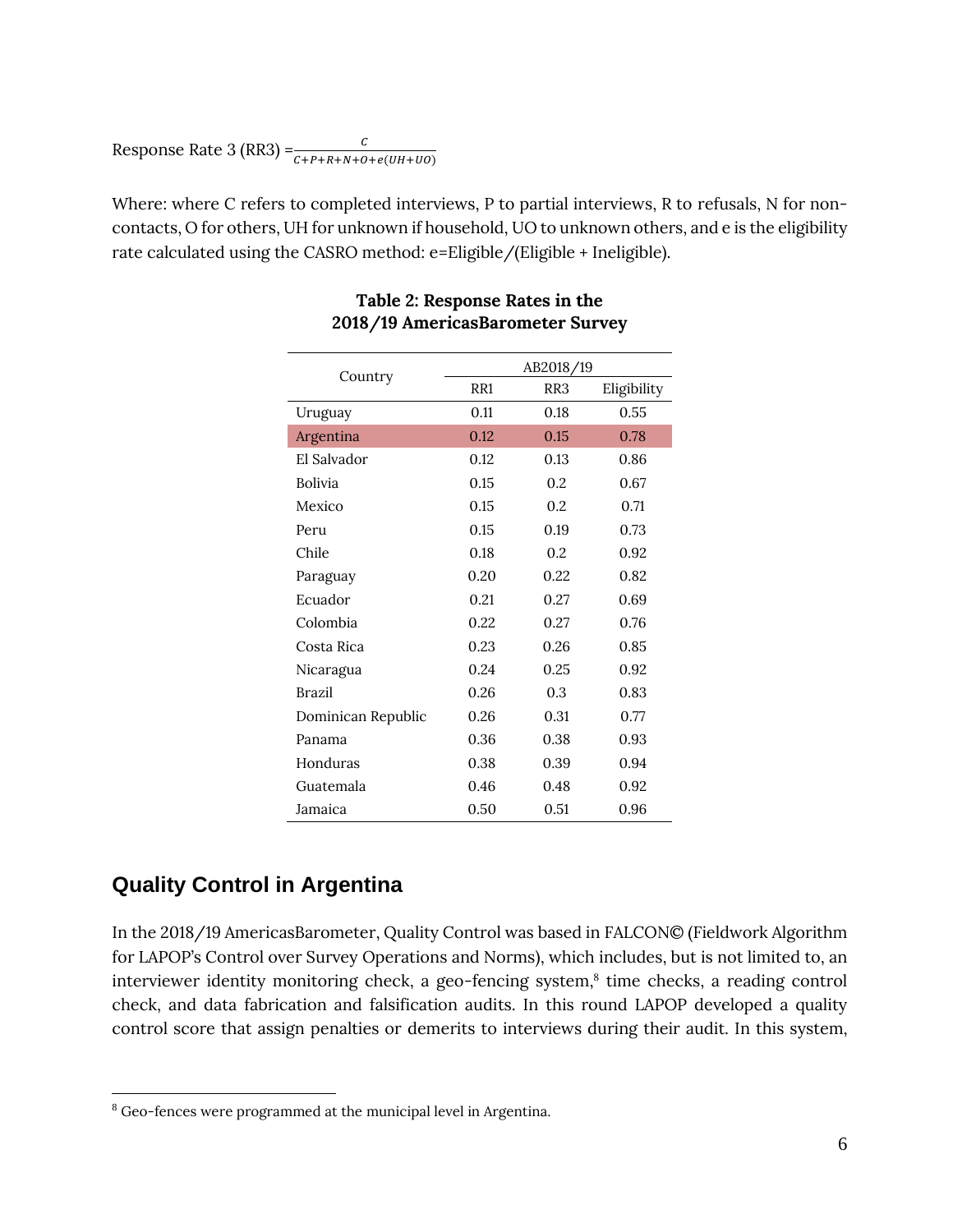Response Rate 3 (RR3) = $\frac{C}{C+P+R+N+O+e(UH+UO)}$

Where: where C refers to completed interviews, P to partial interviews, R to refusals, N for non-contacts, O for others, UH for unknown if household, UO to unknown others, and e is the eligibility rate calculated using the CASRO method: e=Eligible/(Eligible + Ineligible).

**Table 2: Response Rates in the 2018/19 AmericasBarometer Survey**

| Country | AB2018/19 | | |
|---|---|---|---|
| | RR1 | RR3 | Eligibility |
| Uruguay | 0.11 | 0.18 | 0.55 |
| Argentina | 0.12 | 0.15 | 0.78 |
| El Salvador | 0.12 | 0.13 | 0.86 |
| Bolivia | 0.15 | 0.2 | 0.67 |
| Mexico | 0.15 | 0.2 | 0.71 |
| Peru | 0.15 | 0.19 | 0.73 |
| Chile | 0.18 | 0.2 | 0.92 |
| Paraguay | 0.20 | 0.22 | 0.82 |
| Ecuador | 0.21 | 0.27 | 0.69 |
| Colombia | 0.22 | 0.27 | 0.76 |
| Costa Rica | 0.23 | 0.26 | 0.85 |
| Nicaragua | 0.24 | 0.25 | 0.92 |
| Brazil | 0.26 | 0.3 | 0.83 |
| Dominican Republic | 0.26 | 0.31 | 0.77 |
| Panama | 0.36 | 0.38 | 0.93 |
| Honduras | 0.38 | 0.39 | 0.94 |
| Guatemala | 0.46 | 0.48 | 0.92 |
| Jamaica | 0.50 | 0.51 | 0.96 |

## Quality Control in Argentina

In the 2018/19 AmericasBarometer, Quality Control was based in FALCON© (Fieldwork Algorithm for LAPOP's Control over Survey Operations and Norms), which includes, but is not limited to, an interviewer identity monitoring check, a geo-fencing system,[8] time checks, a reading control check, and data fabrication and falsification audits. In this round LAPOP developed a quality control score that assign penalties or demerits to interviews during their audit. In this system,

[8] Geo-fences were programmed at the municipal level in Argentina.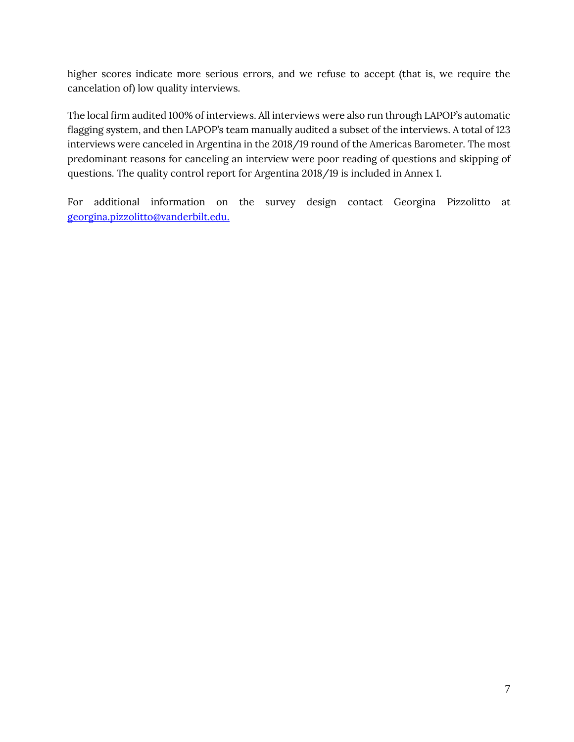higher scores indicate more serious errors, and we refuse to accept (that is, we require the cancelation of) low quality interviews.

The local firm audited 100% of interviews. All interviews were also run through LAPOP's automatic flagging system, and then LAPOP's team manually audited a subset of the interviews. A total of 123 interviews were canceled in Argentina in the 2018/19 round of the Americas Barometer. The most predominant reasons for canceling an interview were poor reading of questions and skipping of questions. The quality control report for Argentina 2018/19 is included in Annex 1.

For additional information on the survey design contact Georgina Pizzolitto at [georgina.pizzolitto@vanderbilt.edu.](mailto:georgina.pizzolitto@vanderbilt.edu)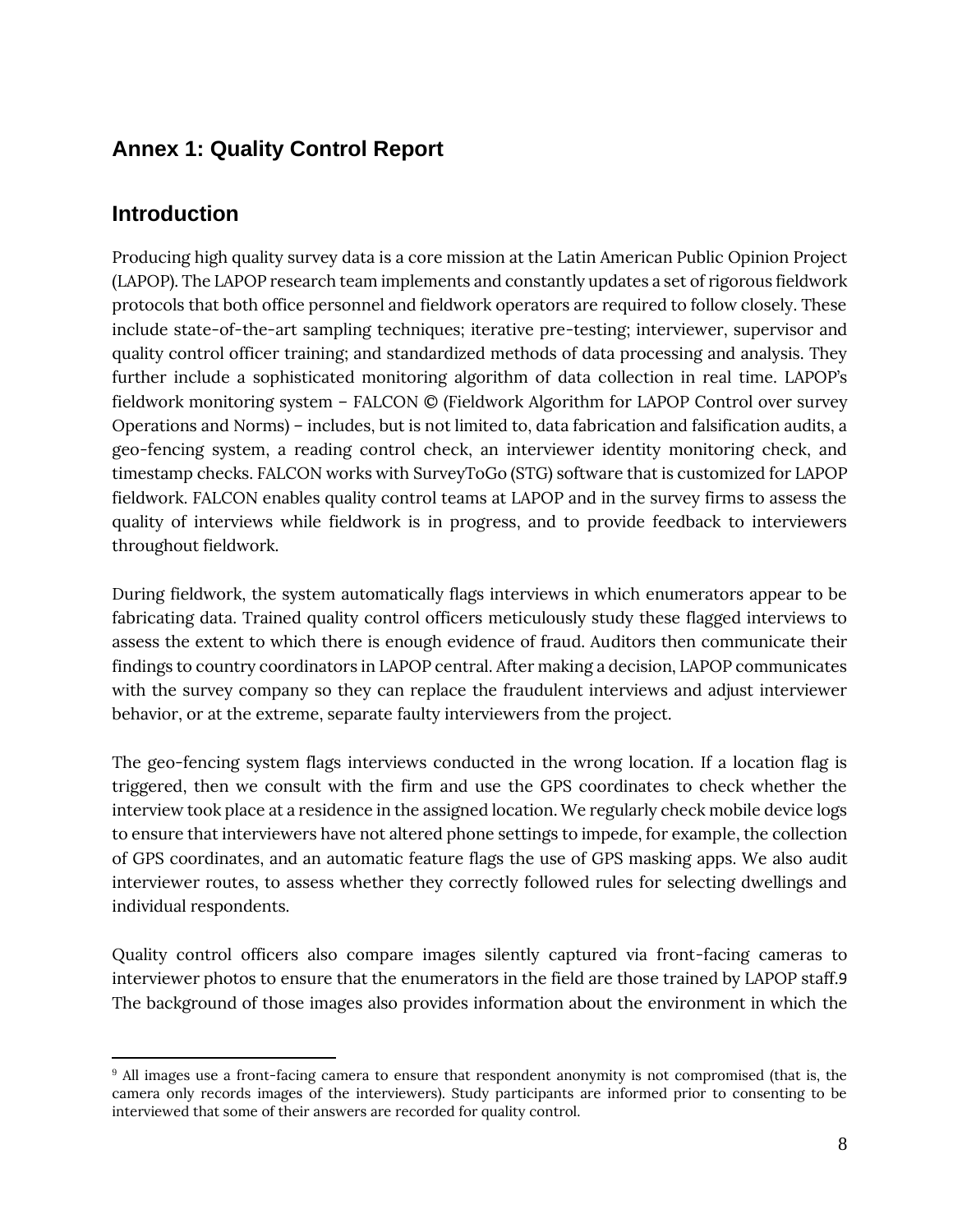## Annex 1: Quality Control Report

## Introduction

Producing high quality survey data is a core mission at the Latin American Public Opinion Project (LAPOP). The LAPOP research team implements and constantly updates a set of rigorous fieldwork protocols that both office personnel and fieldwork operators are required to follow closely. These include state-of-the-art sampling techniques; iterative pre-testing; interviewer, supervisor and quality control officer training; and standardized methods of data processing and analysis. They further include a sophisticated monitoring algorithm of data collection in real time. LAPOP's fieldwork monitoring system – FALCON © (Fieldwork Algorithm for LAPOP Control over survey Operations and Norms) – includes, but is not limited to, data fabrication and falsification audits, a geo-fencing system, a reading control check, an interviewer identity monitoring check, and timestamp checks. FALCON works with SurveyToGo (STG) software that is customized for LAPOP fieldwork. FALCON enables quality control teams at LAPOP and in the survey firms to assess the quality of interviews while fieldwork is in progress, and to provide feedback to interviewers throughout fieldwork.

During fieldwork, the system automatically flags interviews in which enumerators appear to be fabricating data. Trained quality control officers meticulously study these flagged interviews to assess the extent to which there is enough evidence of fraud. Auditors then communicate their findings to country coordinators in LAPOP central. After making a decision, LAPOP communicates with the survey company so they can replace the fraudulent interviews and adjust interviewer behavior, or at the extreme, separate faulty interviewers from the project.

The geo-fencing system flags interviews conducted in the wrong location. If a location flag is triggered, then we consult with the firm and use the GPS coordinates to check whether the interview took place at a residence in the assigned location. We regularly check mobile device logs to ensure that interviewers have not altered phone settings to impede, for example, the collection of GPS coordinates, and an automatic feature flags the use of GPS masking apps. We also audit interviewer routes, to assess whether they correctly followed rules for selecting dwellings and individual respondents.

Quality control officers also compare images silently captured via front-facing cameras to interviewer photos to ensure that the enumerators in the field are those trained by LAPOP staff.[9] The background of those images also provides information about the environment in which the

[9] All images use a front-facing camera to ensure that respondent anonymity is not compromised (that is, the camera only records images of the interviewers). Study participants are informed prior to consenting to be interviewed that some of their answers are recorded for quality control.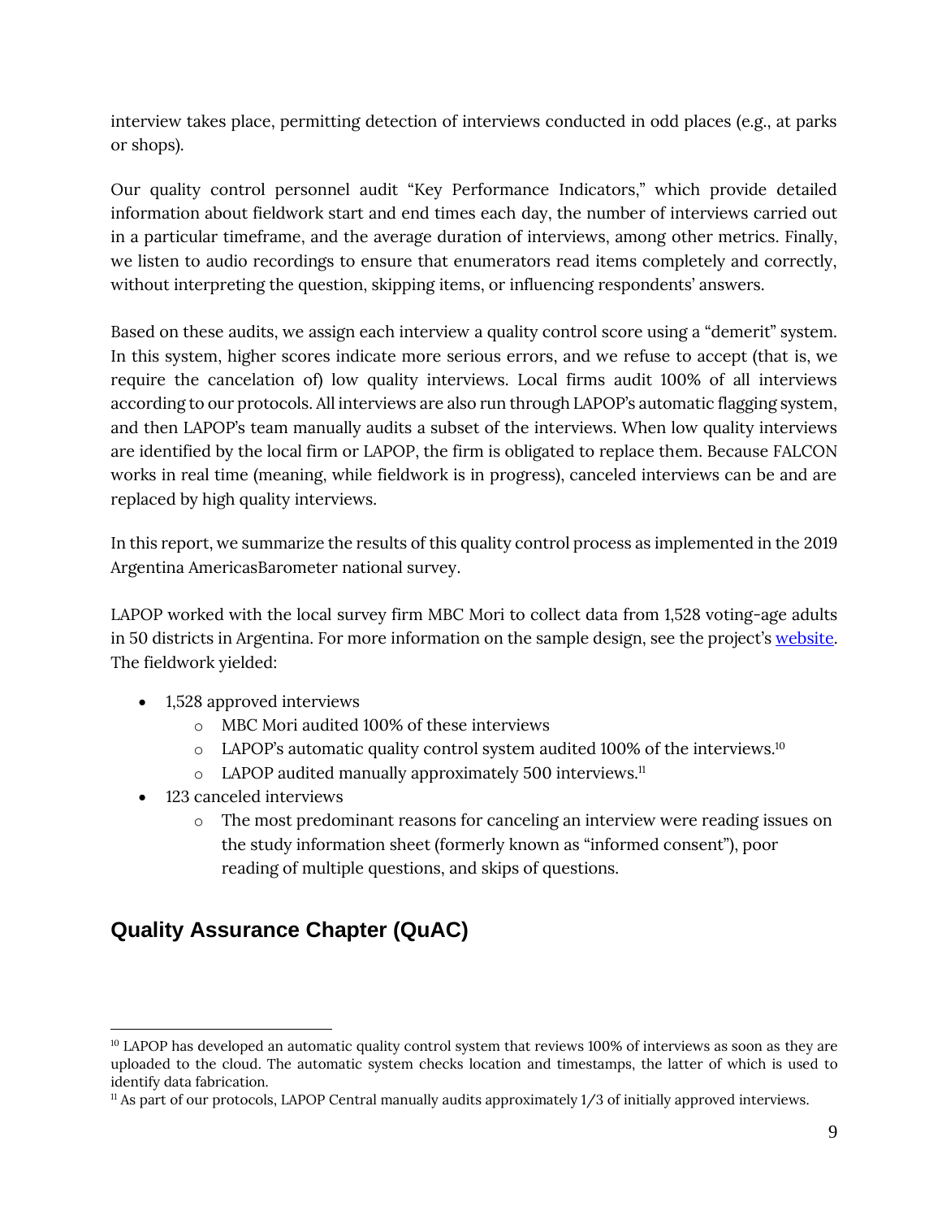interview takes place, permitting detection of interviews conducted in odd places (e.g., at parks or shops).

Our quality control personnel audit "Key Performance Indicators," which provide detailed information about fieldwork start and end times each day, the number of interviews carried out in a particular timeframe, and the average duration of interviews, among other metrics. Finally, we listen to audio recordings to ensure that enumerators read items completely and correctly, without interpreting the question, skipping items, or influencing respondents' answers.

Based on these audits, we assign each interview a quality control score using a "demerit" system. In this system, higher scores indicate more serious errors, and we refuse to accept (that is, we require the cancelation of) low quality interviews. Local firms audit 100% of all interviews according to our protocols. All interviews are also run through LAPOP's automatic flagging system, and then LAPOP's team manually audits a subset of the interviews. When low quality interviews are identified by the local firm or LAPOP, the firm is obligated to replace them. Because FALCON works in real time (meaning, while fieldwork is in progress), canceled interviews can be and are replaced by high quality interviews.

In this report, we summarize the results of this quality control process as implemented in the 2019 Argentina AmericasBarometer national survey.

LAPOP worked with the local survey firm MBC Mori to collect data from 1,528 voting-age adults in 50 districts in Argentina. For more information on the sample design, see the project's website. The fieldwork yielded:

- 1,528 approved interviews
  - MBC Mori audited 100% of these interviews
  - LAPOP's automatic quality control system audited 100% of the interviews.[10]
  - LAPOP audited manually approximately 500 interviews.[11]
- 123 canceled interviews
  - The most predominant reasons for canceling an interview were reading issues on the study information sheet (formerly known as "informed consent"), poor reading of multiple questions, and skips of questions.

## Quality Assurance Chapter (QuAC)

[10] LAPOP has developed an automatic quality control system that reviews 100% of interviews as soon as they are uploaded to the cloud. The automatic system checks location and timestamps, the latter of which is used to identify data fabrication.

[11] As part of our protocols, LAPOP Central manually audits approximately 1/3 of initially approved interviews.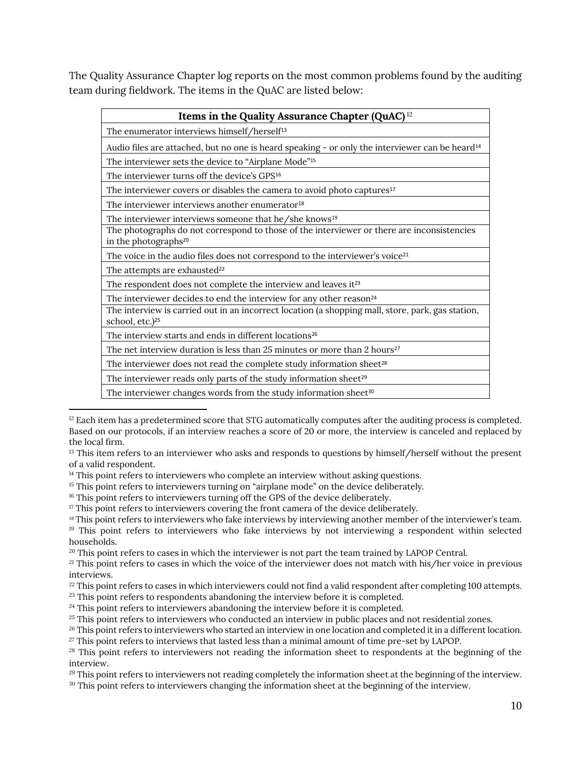The Quality Assurance Chapter log reports on the most common problems found by the auditing team during fieldwork. The items in the QuAC are listed below:

| **Items in the Quality Assurance Chapter (QuAC)**[12] |
| --- |
| The enumerator interviews himself/herself[13] |
| Audio files are attached, but no one is heard speaking - or only the interviewer can be heard[14] |
| The interviewer sets the device to "Airplane Mode"[15] |
| The interviewer turns off the device's GPS[16] |
| The interviewer covers or disables the camera to avoid photo captures[17] |
| The interviewer interviews another enumerator[18] |
| The interviewer interviews someone that he/she knows[19] |
| The photographs do not correspond to those of the interviewer or there are inconsistencies in the photographs[20] |
| The voice in the audio files does not correspond to the interviewer's voice[21] |
| The attempts are exhausted[22] |
| The respondent does not complete the interview and leaves it[23] |
| The interviewer decides to end the interview for any other reason[24] |
| The interview is carried out in an incorrect location (a shopping mall, store, park, gas station, school, etc.)[25] |
| The interview starts and ends in different locations[26] |
| The net interview duration is less than 25 minutes or more than 2 hours[27] |
| The interviewer does not read the complete study information sheet[28] |
| The interviewer reads only parts of the study information sheet[29] |
| The interviewer changes words from the study information sheet[30] |

[12] Each item has a predetermined score that STG automatically computes after the auditing process is completed. Based on our protocols, if an interview reaches a score of 20 or more, the interview is canceled and replaced by the local firm.

[13] This item refers to an interviewer who asks and responds to questions by himself/herself without the present of a valid respondent.

[14] This point refers to interviewers who complete an interview without asking questions.

[15] This point refers to interviewers turning on "airplane mode" on the device deliberately.

[16] This point refers to interviewers turning off the GPS of the device deliberately.

[17] This point refers to interviewers covering the front camera of the device deliberately.

[18] This point refers to interviewers who fake interviews by interviewing another member of the interviewer's team.

[19] This point refers to interviewers who fake interviews by not interviewing a respondent within selected households.

[20] This point refers to cases in which the interviewer is not part the team trained by LAPOP Central.

[21] This point refers to cases in which the voice of the interviewer does not match with his/her voice in previous interviews.

[22] This point refers to cases in which interviewers could not find a valid respondent after completing 100 attempts.

[23] This point refers to respondents abandoning the interview before it is completed.

[24] This point refers to interviewers abandoning the interview before it is completed.

[25] This point refers to interviewers who conducted an interview in public places and not residential zones.

[26] This point refers to interviewers who started an interview in one location and completed it in a different location.

[27] This point refers to interviews that lasted less than a minimal amount of time pre-set by LAPOP.

[28] This point refers to interviewers not reading the information sheet to respondents at the beginning of the interview.

[29] This point refers to interviewers not reading completely the information sheet at the beginning of the interview.

[30] This point refers to interviewers changing the information sheet at the beginning of the interview.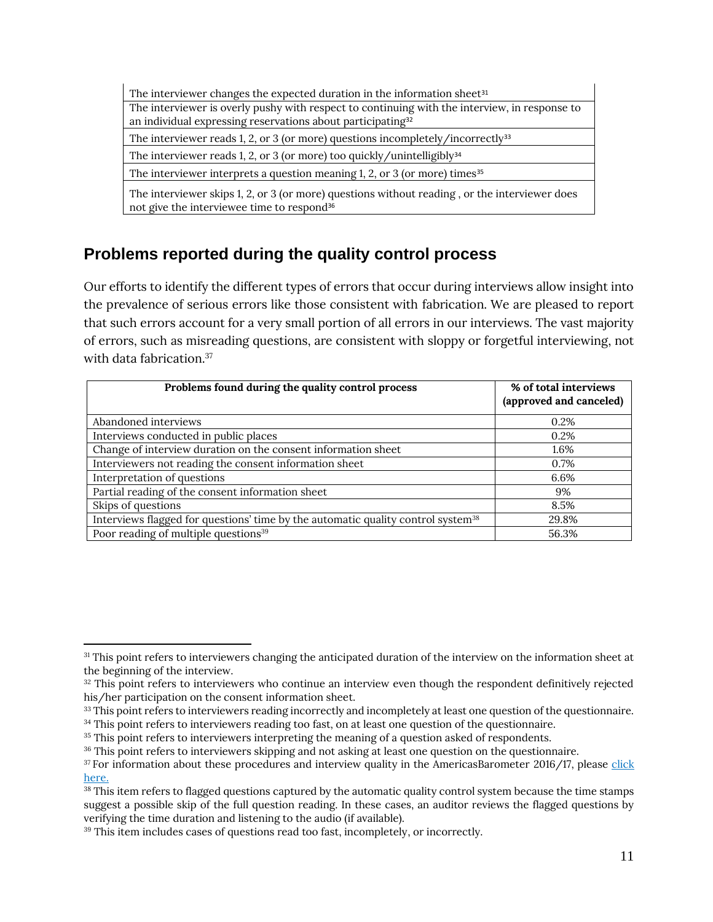| |
|---|
| The interviewer changes the expected duration in the information sheet[31] |
| The interviewer is overly pushy with respect to continuing with the interview, in response to an individual expressing reservations about participating[32] |
| The interviewer reads 1, 2, or 3 (or more) questions incompletely/incorrectly[33] |
| The interviewer reads 1, 2, or 3 (or more) too quickly/unintelligibly[34] |
| The interviewer interprets a question meaning 1, 2, or 3 (or more) times[35] |
| The interviewer skips 1, 2, or 3 (or more) questions without reading , or the interviewer does not give the interviewee time to respond[36] |

## Problems reported during the quality control process

Our efforts to identify the different types of errors that occur during interviews allow insight into the prevalence of serious errors like those consistent with fabrication. We are pleased to report that such errors account for a very small portion of all errors in our interviews. The vast majority of errors, such as misreading questions, are consistent with sloppy or forgetful interviewing, not with data fabrication.[37]

| Problems found during the quality control process | % of total interviews (approved and canceled) |
|---|---|
| Abandoned interviews | 0.2% |
| Interviews conducted in public places | 0.2% |
| Change of interview duration on the consent information sheet | 1.6% |
| Interviewers not reading the consent information sheet | 0.7% |
| Interpretation of questions | 6.6% |
| Partial reading of the consent information sheet | 9% |
| Skips of questions | 8.5% |
| Interviews flagged for questions' time by the automatic quality control system[38] | 29.8% |
| Poor reading of multiple questions[39] | 56.3% |

---

[31] This point refers to interviewers changing the anticipated duration of the interview on the information sheet at the beginning of the interview.

[32] This point refers to interviewers who continue an interview even though the respondent definitively rejected his/her participation on the consent information sheet.

[33] This point refers to interviewers reading incorrectly and incompletely at least one question of the questionnaire.

[34] This point refers to interviewers reading too fast, on at least one question of the questionnaire.

[35] This point refers to interviewers interpreting the meaning of a question asked of respondents.

[36] This point refers to interviewers skipping and not asking at least one question on the questionnaire.

[37] For information about these procedures and interview quality in the AmericasBarometer 2016/17, please click here.

[38] This item refers to flagged questions captured by the automatic quality control system because the time stamps suggest a possible skip of the full question reading. In these cases, an auditor reviews the flagged questions by verifying the time duration and listening to the audio (if available).

[39] This item includes cases of questions read too fast, incompletely, or incorrectly.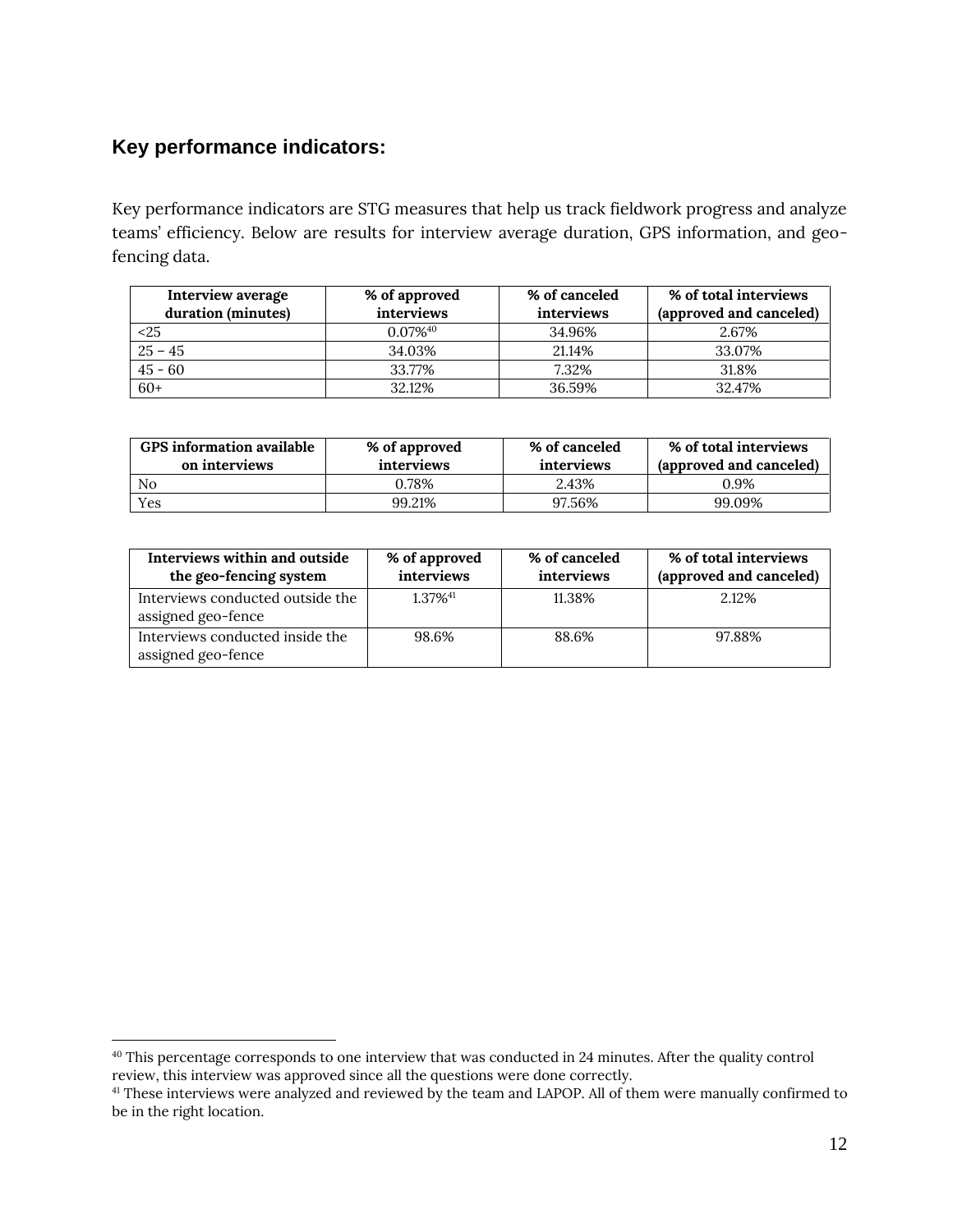## Key performance indicators:

Key performance indicators are STG measures that help us track fieldwork progress and analyze teams' efficiency. Below are results for interview average duration, GPS information, and geo-fencing data.

| Interview average duration (minutes) | % of approved interviews | % of canceled interviews | % of total interviews (approved and canceled) |
|---|---|---|---|
| <25 | 0.07%[40] | 34.96% | 2.67% |
| 25 – 45 | 34.03% | 21.14% | 33.07% |
| 45 - 60 | 33.77% | 7.32% | 31.8% |
| 60+ | 32.12% | 36.59% | 32.47% |

| GPS information available on interviews | % of approved interviews | % of canceled interviews | % of total interviews (approved and canceled) |
|---|---|---|---|
| No | 0.78% | 2.43% | 0.9% |
| Yes | 99.21% | 97.56% | 99.09% |

| Interviews within and outside the geo-fencing system | % of approved interviews | % of canceled interviews | % of total interviews (approved and canceled) |
|---|---|---|---|
| Interviews conducted outside the assigned geo-fence | 1.37%[41] | 11.38% | 2.12% |
| Interviews conducted inside the assigned geo-fence | 98.6% | 88.6% | 97.88% |

[40] This percentage corresponds to one interview that was conducted in 24 minutes. After the quality control review, this interview was approved since all the questions were done correctly.

[41] These interviews were analyzed and reviewed by the team and LAPOP. All of them were manually confirmed to be in the right location.